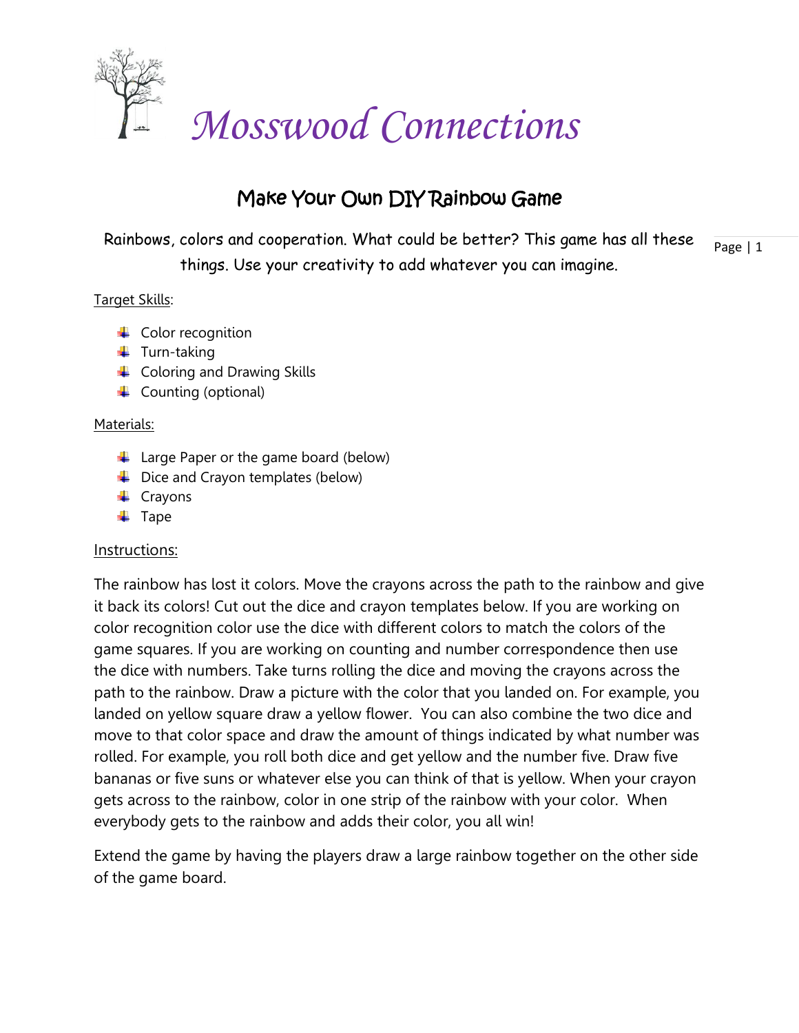# Mosswood Connections

## Make Your Own DIY Rainbow Game

Rainbows, colors and cooperation. What could be better? This game has all these things. Use your creativity to add whatever you can imagine.

Target Skills:

- Color recognition
- Turn-taking
- Coloring and Drawing Skills
- Counting (optional)

Materials:

- Large Paper or the game board (below)
- Dice and Crayon templates (below)
- Crayons
- Tape

Instructions:

The rainbow has lost it colors. Move the crayons across the path to the rainbow and give it back its colors! Cut out the dice and crayon templates below. If you are working on color recognition color use the dice with different colors to match the colors of the game squares. If you are working on counting and number correspondence then use the dice with numbers. Take turns rolling the dice and moving the crayons across the path to the rainbow. Draw a picture with the color that you landed on. For example, you landed on yellow square draw a yellow flower. You can also combine the two dice and move to that color space and draw the amount of things indicated by what number was rolled. For example, you roll both dice and get yellow and the number five. Draw five bananas or five suns or whatever else you can think of that is yellow. When your crayon gets across to the rainbow, color in one strip of the rainbow with your color. When everybody gets to the rainbow and adds their color, you all win!

Extend the game by having the players draw a large rainbow together on the other side of the game board.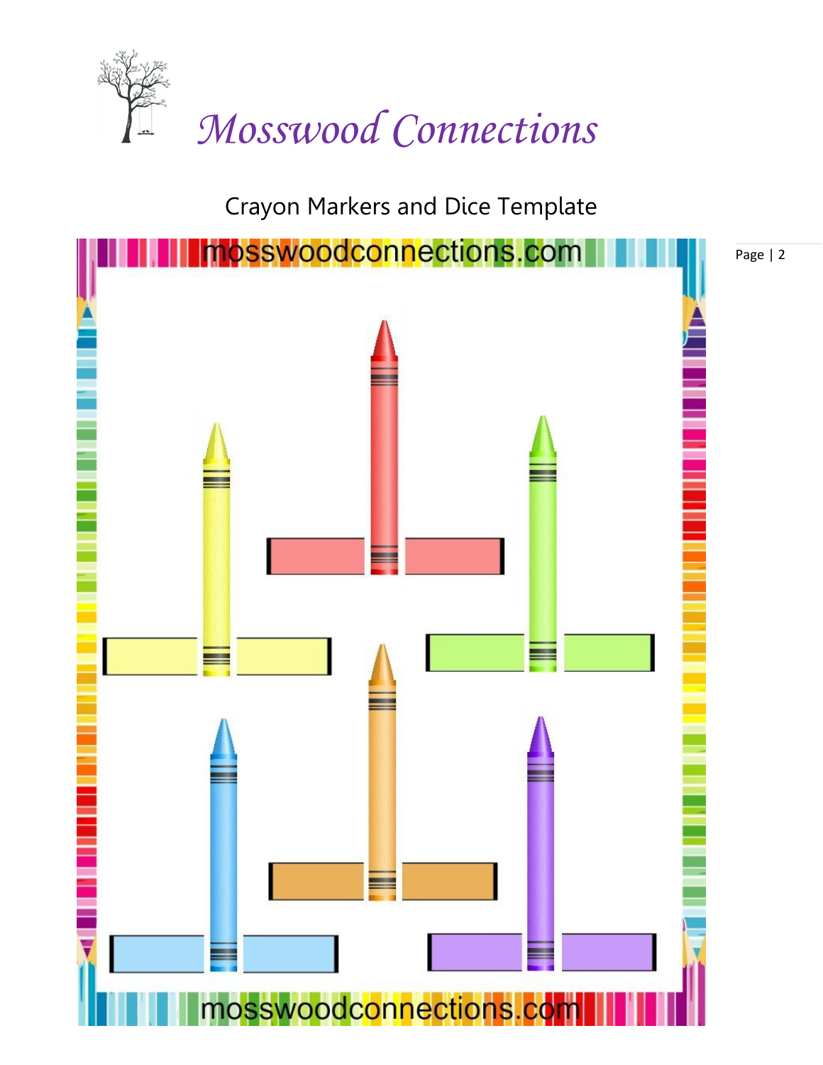# *Mosswood Connections*

Crayon Markers and Dice Template

mosswoodconnections.com

mosswoodconnections.com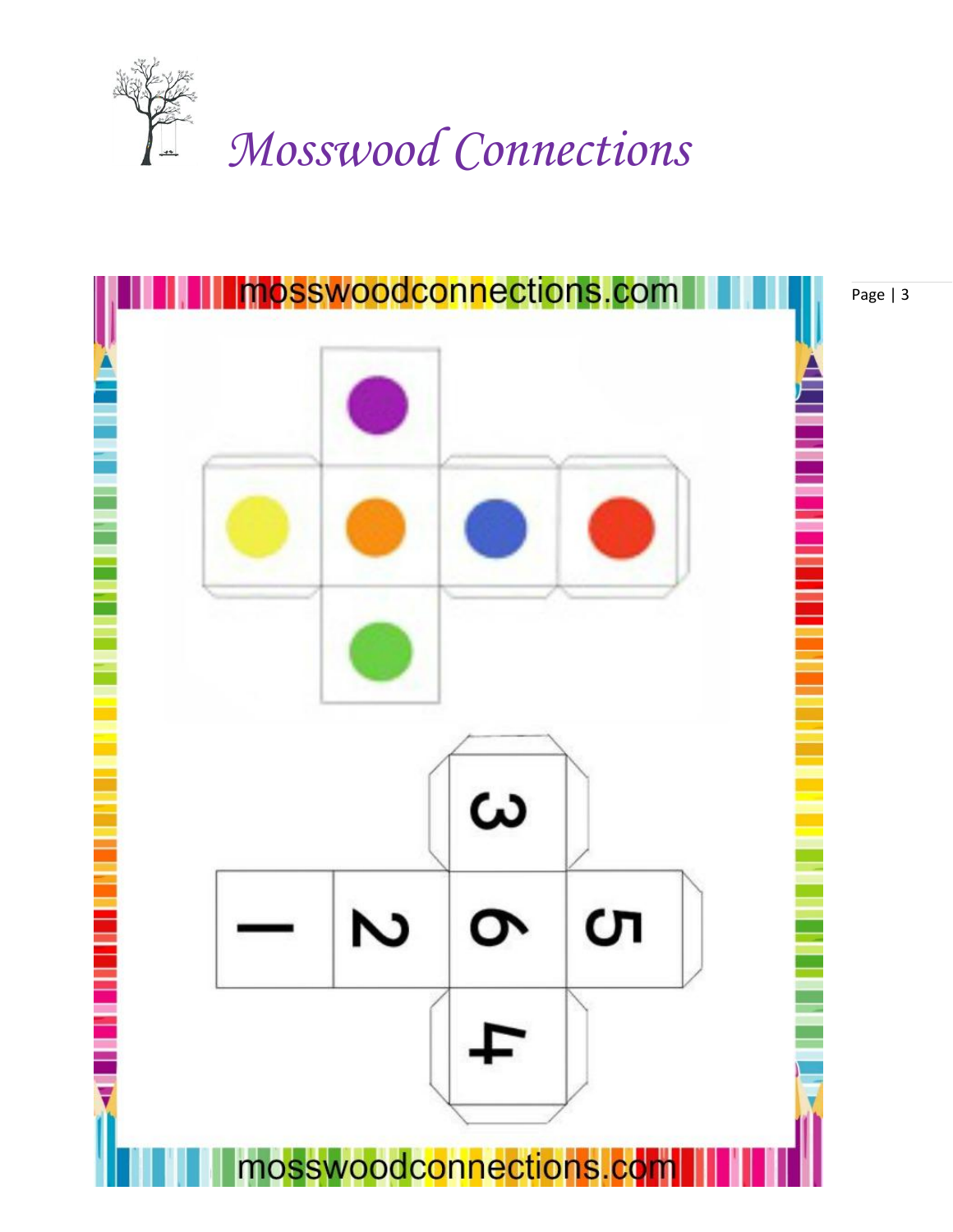# *Mosswood Connections*

mosswoodconnections.com

3

1 2 6 5

4

mosswoodconnections.com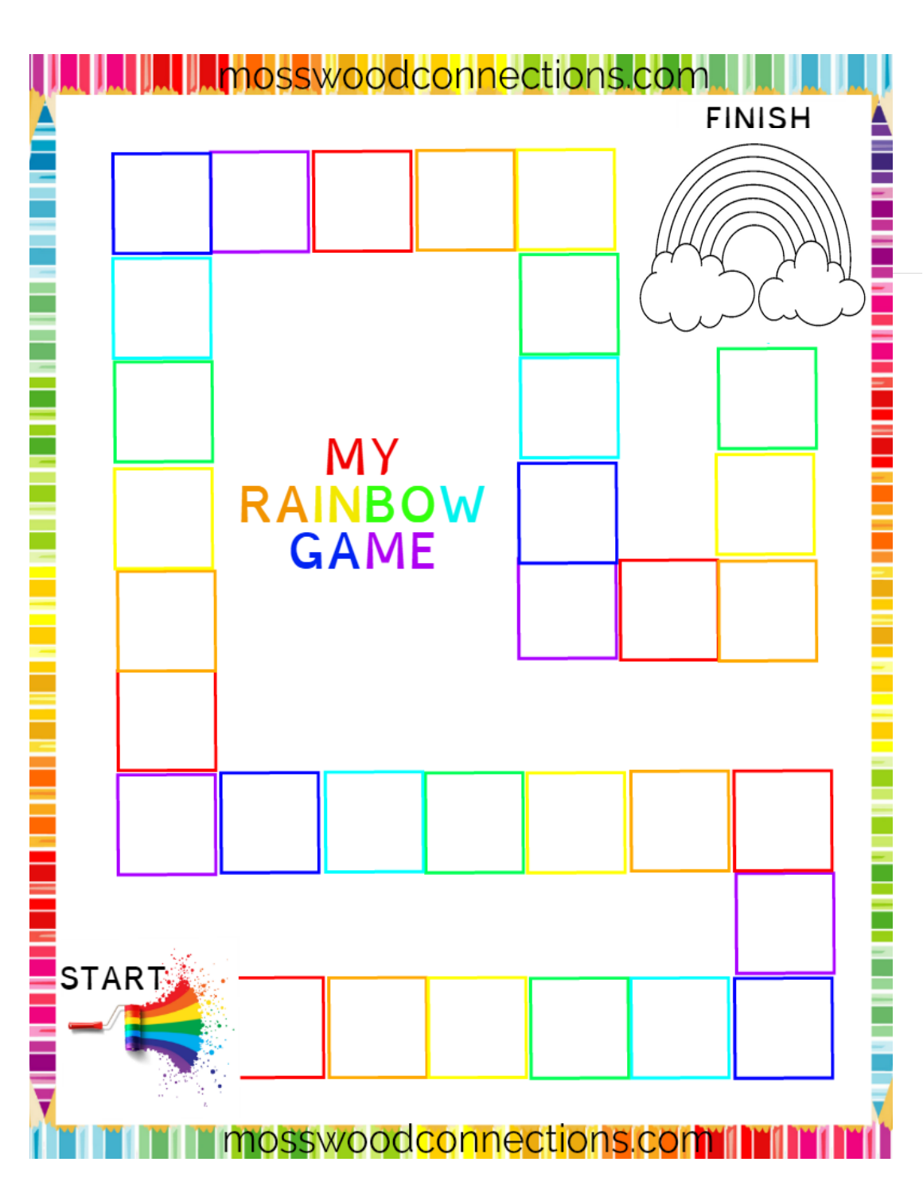FINISH

# MY RAINBOW GAME

START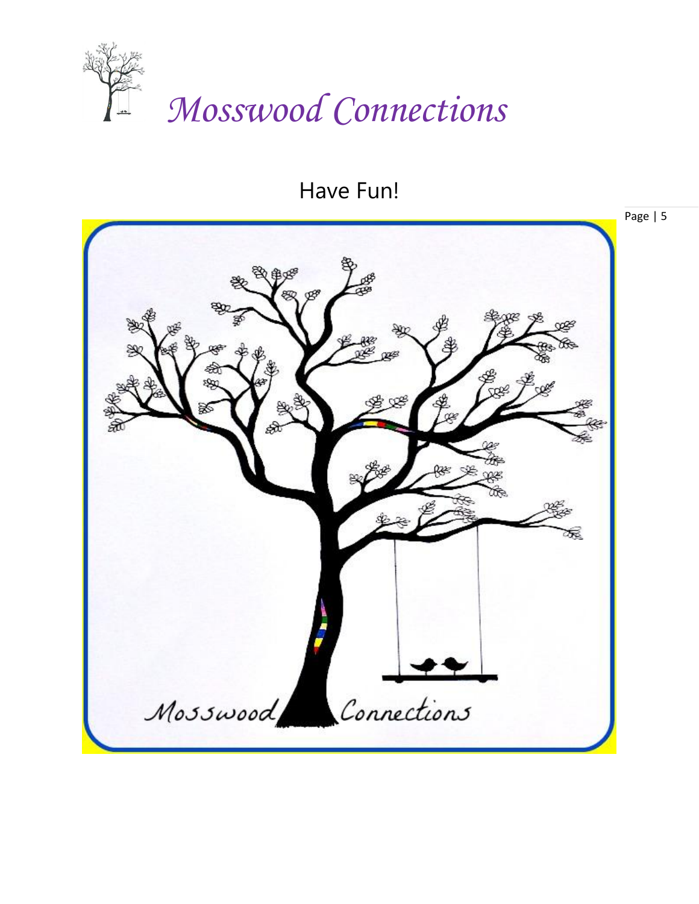*Mosswood Connections*

Have Fun!